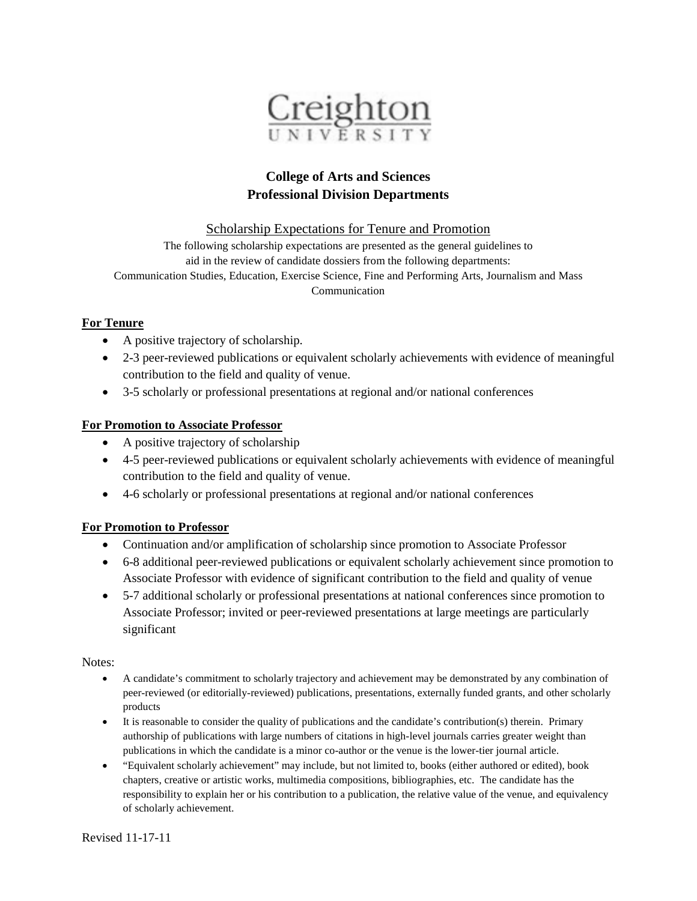Creighton UNIVERSITY

# College of Arts and Sciences
# Professional Division Departments

## Scholarship Expectations for Tenure and Promotion

The following scholarship expectations are presented as the general guidelines to aid in the review of candidate dossiers from the following departments: Communication Studies, Education, Exercise Science, Fine and Performing Arts, Journalism and Mass Communication

### For Tenure

- A positive trajectory of scholarship.
- 2-3 peer-reviewed publications or equivalent scholarly achievements with evidence of meaningful contribution to the field and quality of venue.
- 3-5 scholarly or professional presentations at regional and/or national conferences

### For Promotion to Associate Professor

- A positive trajectory of scholarship
- 4-5 peer-reviewed publications or equivalent scholarly achievements with evidence of meaningful contribution to the field and quality of venue.
- 4-6 scholarly or professional presentations at regional and/or national conferences

### For Promotion to Professor

- Continuation and/or amplification of scholarship since promotion to Associate Professor
- 6-8 additional peer-reviewed publications or equivalent scholarly achievement since promotion to Associate Professor with evidence of significant contribution to the field and quality of venue
- 5-7 additional scholarly or professional presentations at national conferences since promotion to Associate Professor; invited or peer-reviewed presentations at large meetings are particularly significant

Notes:

- A candidate's commitment to scholarly trajectory and achievement may be demonstrated by any combination of peer-reviewed (or editorially-reviewed) publications, presentations, externally funded grants, and other scholarly products
- It is reasonable to consider the quality of publications and the candidate's contribution(s) therein. Primary authorship of publications with large numbers of citations in high-level journals carries greater weight than publications in which the candidate is a minor co-author or the venue is the lower-tier journal article.
- "Equivalent scholarly achievement" may include, but not limited to, books (either authored or edited), book chapters, creative or artistic works, multimedia compositions, bibliographies, etc. The candidate has the responsibility to explain her or his contribution to a publication, the relative value of the venue, and equivalency of scholarly achievement.

Revised 11-17-11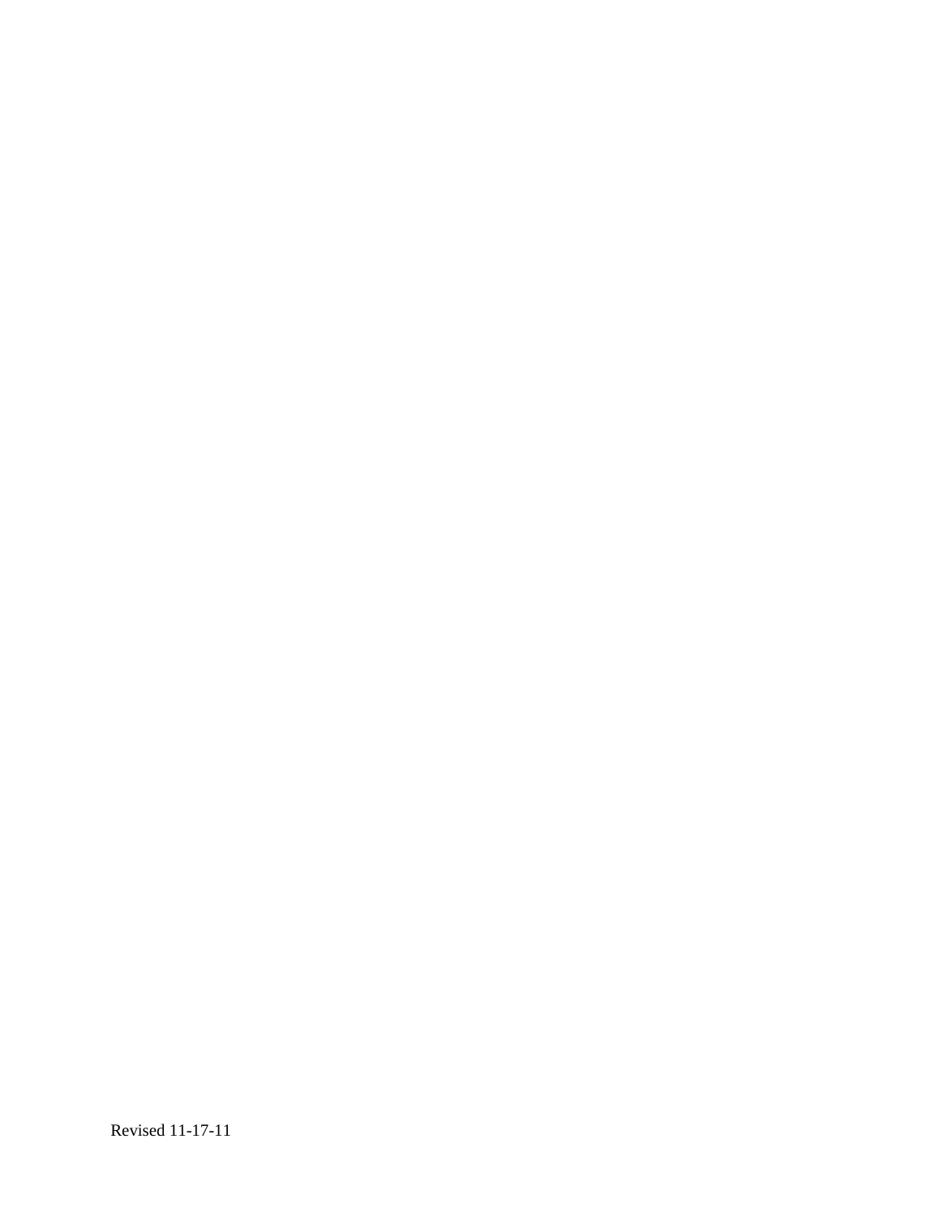Revised 11-17-11